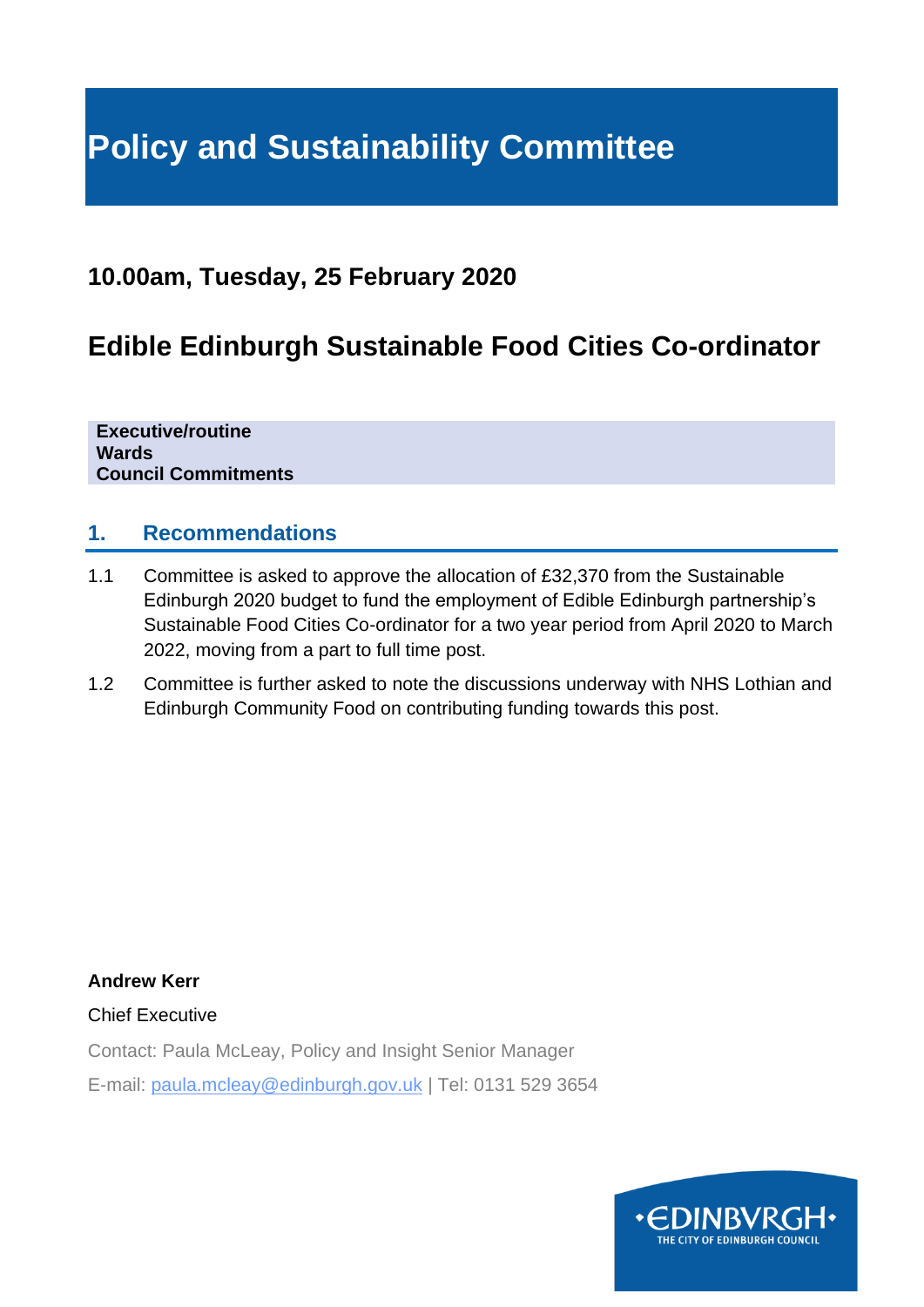# Policy and Sustainability Committee

## 10.00am, Tuesday, 25 February 2020

## Edible Edinburgh Sustainable Food Cities Co-ordinator

**Executive/routine**
**Wards**
**Council Commitments**

## 1. Recommendations

1.1 Committee is asked to approve the allocation of £32,370 from the Sustainable Edinburgh 2020 budget to fund the employment of Edible Edinburgh partnership's Sustainable Food Cities Co-ordinator for a two year period from April 2020 to March 2022, moving from a part to full time post.

1.2 Committee is further asked to note the discussions underway with NHS Lothian and Edinburgh Community Food on contributing funding towards this post.

**Andrew Kerr**

Chief Executive

Contact: Paula McLeay, Policy and Insight Senior Manager

E-mail: paula.mcleay@edinburgh.gov.uk | Tel: 0131 529 3654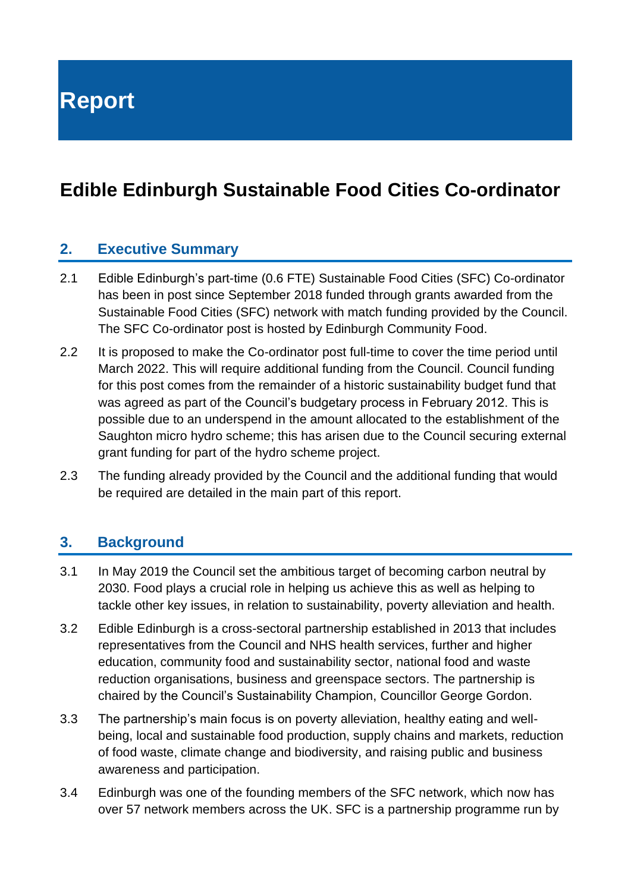# Report

## Edible Edinburgh Sustainable Food Cities Co-ordinator

### 2. Executive Summary

2.1 Edible Edinburgh's part-time (0.6 FTE) Sustainable Food Cities (SFC) Co-ordinator has been in post since September 2018 funded through grants awarded from the Sustainable Food Cities (SFC) network with match funding provided by the Council. The SFC Co-ordinator post is hosted by Edinburgh Community Food.

2.2 It is proposed to make the Co-ordinator post full-time to cover the time period until March 2022. This will require additional funding from the Council. Council funding for this post comes from the remainder of a historic sustainability budget fund that was agreed as part of the Council's budgetary process in February 2012. This is possible due to an underspend in the amount allocated to the establishment of the Saughton micro hydro scheme; this has arisen due to the Council securing external grant funding for part of the hydro scheme project.

2.3 The funding already provided by the Council and the additional funding that would be required are detailed in the main part of this report.

### 3. Background

3.1 In May 2019 the Council set the ambitious target of becoming carbon neutral by 2030. Food plays a crucial role in helping us achieve this as well as helping to tackle other key issues, in relation to sustainability, poverty alleviation and health.

3.2 Edible Edinburgh is a cross-sectoral partnership established in 2013 that includes representatives from the Council and NHS health services, further and higher education, community food and sustainability sector, national food and waste reduction organisations, business and greenspace sectors. The partnership is chaired by the Council's Sustainability Champion, Councillor George Gordon.

3.3 The partnership's main focus is on poverty alleviation, healthy eating and well-being, local and sustainable food production, supply chains and markets, reduction of food waste, climate change and biodiversity, and raising public and business awareness and participation.

3.4 Edinburgh was one of the founding members of the SFC network, which now has over 57 network members across the UK. SFC is a partnership programme run by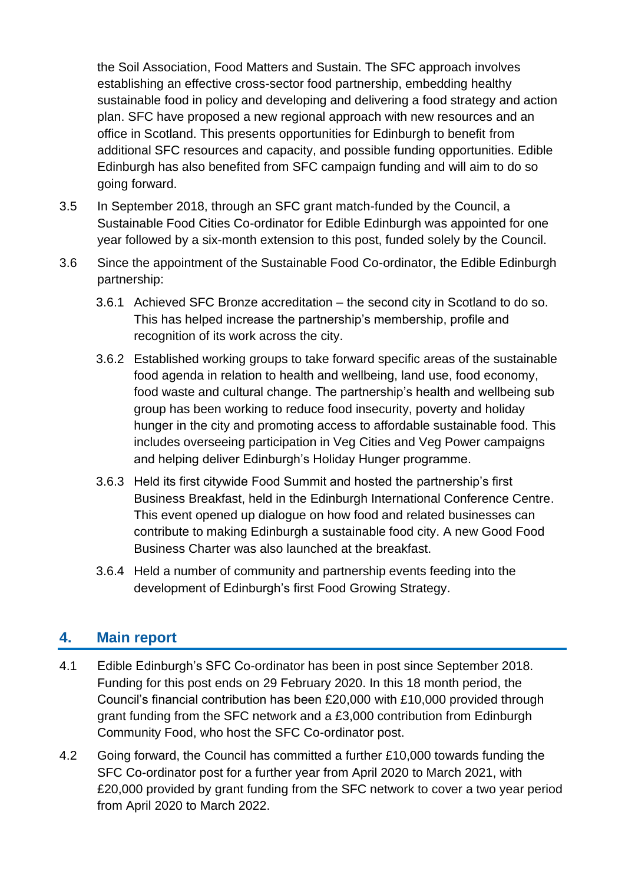the Soil Association, Food Matters and Sustain. The SFC approach involves establishing an effective cross-sector food partnership, embedding healthy sustainable food in policy and developing and delivering a food strategy and action plan. SFC have proposed a new regional approach with new resources and an office in Scotland. This presents opportunities for Edinburgh to benefit from additional SFC resources and capacity, and possible funding opportunities. Edible Edinburgh has also benefited from SFC campaign funding and will aim to do so going forward.

3.5 In September 2018, through an SFC grant match-funded by the Council, a Sustainable Food Cities Co-ordinator for Edible Edinburgh was appointed for one year followed by a six-month extension to this post, funded solely by the Council.

3.6 Since the appointment of the Sustainable Food Co-ordinator, the Edible Edinburgh partnership:

3.6.1 Achieved SFC Bronze accreditation – the second city in Scotland to do so. This has helped increase the partnership's membership, profile and recognition of its work across the city.

3.6.2 Established working groups to take forward specific areas of the sustainable food agenda in relation to health and wellbeing, land use, food economy, food waste and cultural change. The partnership's health and wellbeing sub group has been working to reduce food insecurity, poverty and holiday hunger in the city and promoting access to affordable sustainable food. This includes overseeing participation in Veg Cities and Veg Power campaigns and helping deliver Edinburgh's Holiday Hunger programme.

3.6.3 Held its first citywide Food Summit and hosted the partnership's first Business Breakfast, held in the Edinburgh International Conference Centre. This event opened up dialogue on how food and related businesses can contribute to making Edinburgh a sustainable food city. A new Good Food Business Charter was also launched at the breakfast.

3.6.4 Held a number of community and partnership events feeding into the development of Edinburgh's first Food Growing Strategy.

## 4. Main report

4.1 Edible Edinburgh's SFC Co-ordinator has been in post since September 2018. Funding for this post ends on 29 February 2020. In this 18 month period, the Council's financial contribution has been £20,000 with £10,000 provided through grant funding from the SFC network and a £3,000 contribution from Edinburgh Community Food, who host the SFC Co-ordinator post.

4.2 Going forward, the Council has committed a further £10,000 towards funding the SFC Co-ordinator post for a further year from April 2020 to March 2021, with £20,000 provided by grant funding from the SFC network to cover a two year period from April 2020 to March 2022.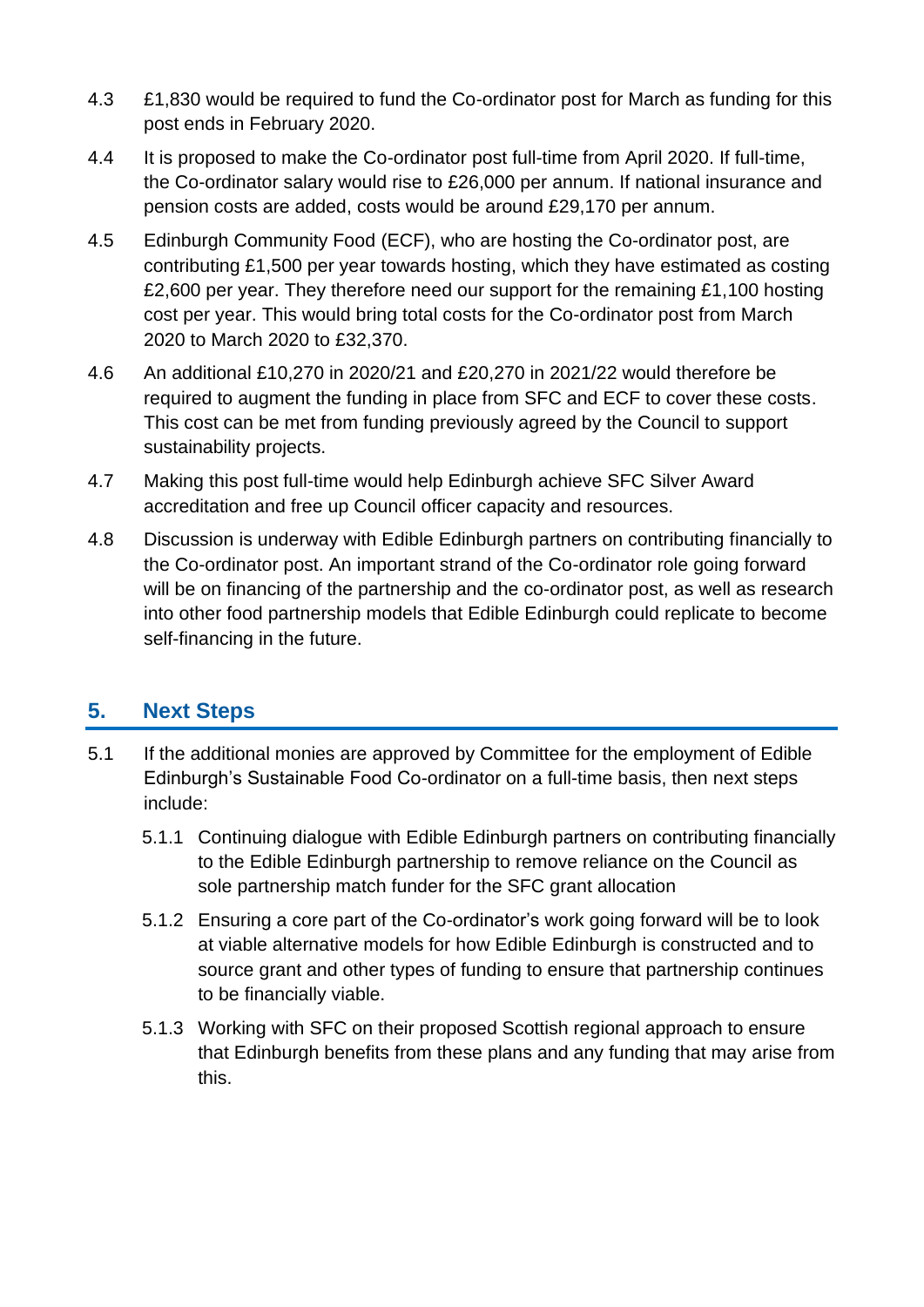4.3 £1,830 would be required to fund the Co-ordinator post for March as funding for this post ends in February 2020.

4.4 It is proposed to make the Co-ordinator post full-time from April 2020. If full-time, the Co-ordinator salary would rise to £26,000 per annum. If national insurance and pension costs are added, costs would be around £29,170 per annum.

4.5 Edinburgh Community Food (ECF), who are hosting the Co-ordinator post, are contributing £1,500 per year towards hosting, which they have estimated as costing £2,600 per year. They therefore need our support for the remaining £1,100 hosting cost per year. This would bring total costs for the Co-ordinator post from March 2020 to March 2020 to £32,370.

4.6 An additional £10,270 in 2020/21 and £20,270 in 2021/22 would therefore be required to augment the funding in place from SFC and ECF to cover these costs. This cost can be met from funding previously agreed by the Council to support sustainability projects.

4.7 Making this post full-time would help Edinburgh achieve SFC Silver Award accreditation and free up Council officer capacity and resources.

4.8 Discussion is underway with Edible Edinburgh partners on contributing financially to the Co-ordinator post. An important strand of the Co-ordinator role going forward will be on financing of the partnership and the co-ordinator post, as well as research into other food partnership models that Edible Edinburgh could replicate to become self-financing in the future.

## 5. Next Steps

5.1 If the additional monies are approved by Committee for the employment of Edible Edinburgh's Sustainable Food Co-ordinator on a full-time basis, then next steps include:

5.1.1 Continuing dialogue with Edible Edinburgh partners on contributing financially to the Edible Edinburgh partnership to remove reliance on the Council as sole partnership match funder for the SFC grant allocation

5.1.2 Ensuring a core part of the Co-ordinator's work going forward will be to look at viable alternative models for how Edible Edinburgh is constructed and to source grant and other types of funding to ensure that partnership continues to be financially viable.

5.1.3 Working with SFC on their proposed Scottish regional approach to ensure that Edinburgh benefits from these plans and any funding that may arise from this.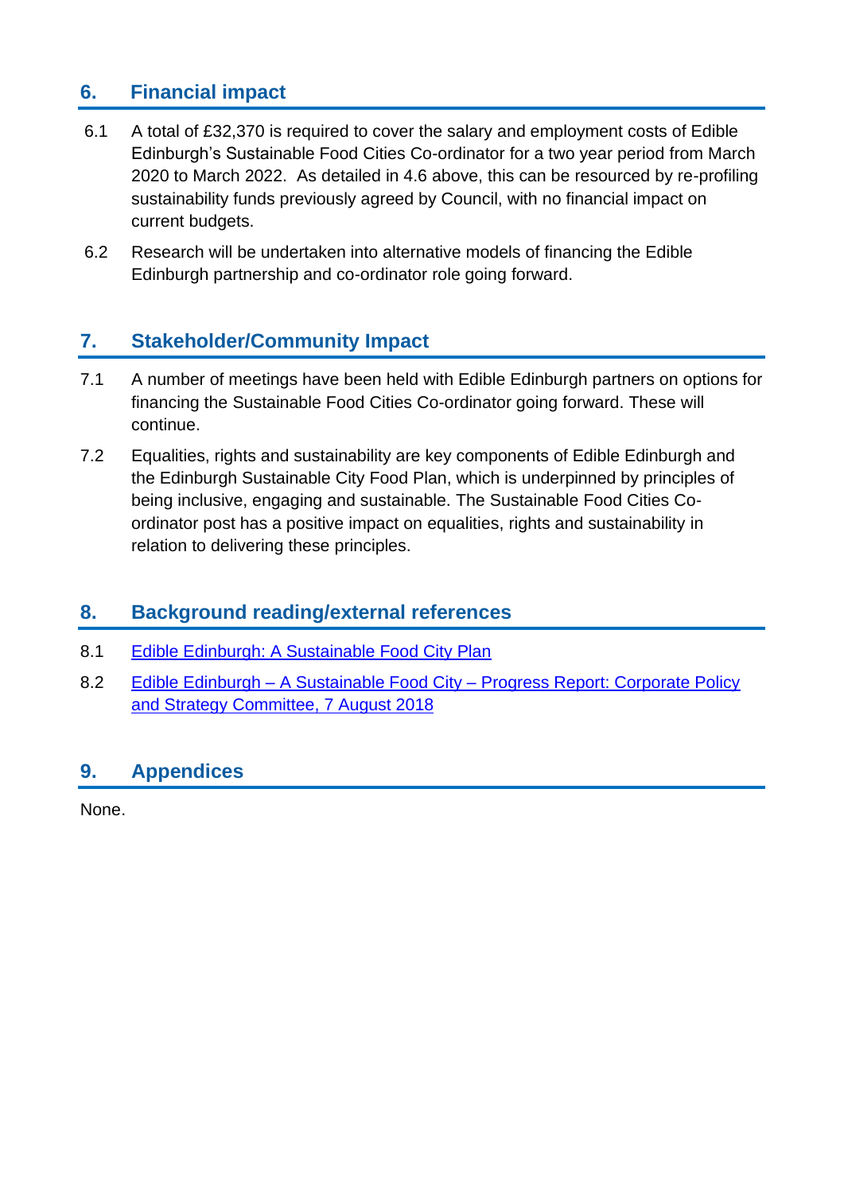## 6. Financial impact

6.1 A total of £32,370 is required to cover the salary and employment costs of Edible Edinburgh's Sustainable Food Cities Co-ordinator for a two year period from March 2020 to March 2022. As detailed in 4.6 above, this can be resourced by re-profiling sustainability funds previously agreed by Council, with no financial impact on current budgets.

6.2 Research will be undertaken into alternative models of financing the Edible Edinburgh partnership and co-ordinator role going forward.

## 7. Stakeholder/Community Impact

7.1 A number of meetings have been held with Edible Edinburgh partners on options for financing the Sustainable Food Cities Co-ordinator going forward. These will continue.

7.2 Equalities, rights and sustainability are key components of Edible Edinburgh and the Edinburgh Sustainable City Food Plan, which is underpinned by principles of being inclusive, engaging and sustainable. The Sustainable Food Cities Co-ordinator post has a positive impact on equalities, rights and sustainability in relation to delivering these principles.

## 8. Background reading/external references

8.1 Edible Edinburgh: A Sustainable Food City Plan

8.2 Edible Edinburgh – A Sustainable Food City – Progress Report: Corporate Policy and Strategy Committee, 7 August 2018

## 9. Appendices

None.